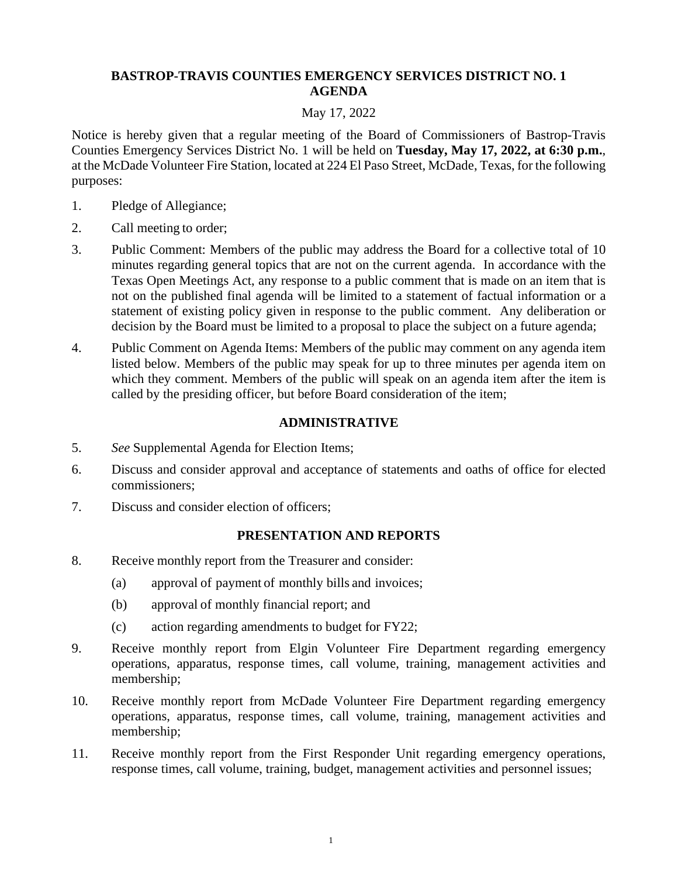# BASTROP-TRAVIS COUNTIES EMERGENCY SERVICES DISTRICT NO. 1 AGENDA

May 17, 2022

Notice is hereby given that a regular meeting of the Board of Commissioners of Bastrop-Travis Counties Emergency Services District No. 1 will be held on **Tuesday, May 17, 2022, at 6:30 p.m.**, at the McDade Volunteer Fire Station, located at 224 El Paso Street, McDade, Texas, for the following purposes:

1. Pledge of Allegiance;
2. Call meeting to order;
3. Public Comment: Members of the public may address the Board for a collective total of 10 minutes regarding general topics that are not on the current agenda. In accordance with the Texas Open Meetings Act, any response to a public comment that is made on an item that is not on the published final agenda will be limited to a statement of factual information or a statement of existing policy given in response to the public comment. Any deliberation or decision by the Board must be limited to a proposal to place the subject on a future agenda;
4. Public Comment on Agenda Items: Members of the public may comment on any agenda item listed below. Members of the public may speak for up to three minutes per agenda item on which they comment. Members of the public will speak on an agenda item after the item is called by the presiding officer, but before Board consideration of the item;

## ADMINISTRATIVE

5. *See* Supplemental Agenda for Election Items;
6. Discuss and consider approval and acceptance of statements and oaths of office for elected commissioners;
7. Discuss and consider election of officers;

## PRESENTATION AND REPORTS

8. Receive monthly report from the Treasurer and consider:
   (a) approval of payment of monthly bills and invoices;
   (b) approval of monthly financial report; and
   (c) action regarding amendments to budget for FY22;
9. Receive monthly report from Elgin Volunteer Fire Department regarding emergency operations, apparatus, response times, call volume, training, management activities and membership;
10. Receive monthly report from McDade Volunteer Fire Department regarding emergency operations, apparatus, response times, call volume, training, management activities and membership;
11. Receive monthly report from the First Responder Unit regarding emergency operations, response times, call volume, training, budget, management activities and personnel issues;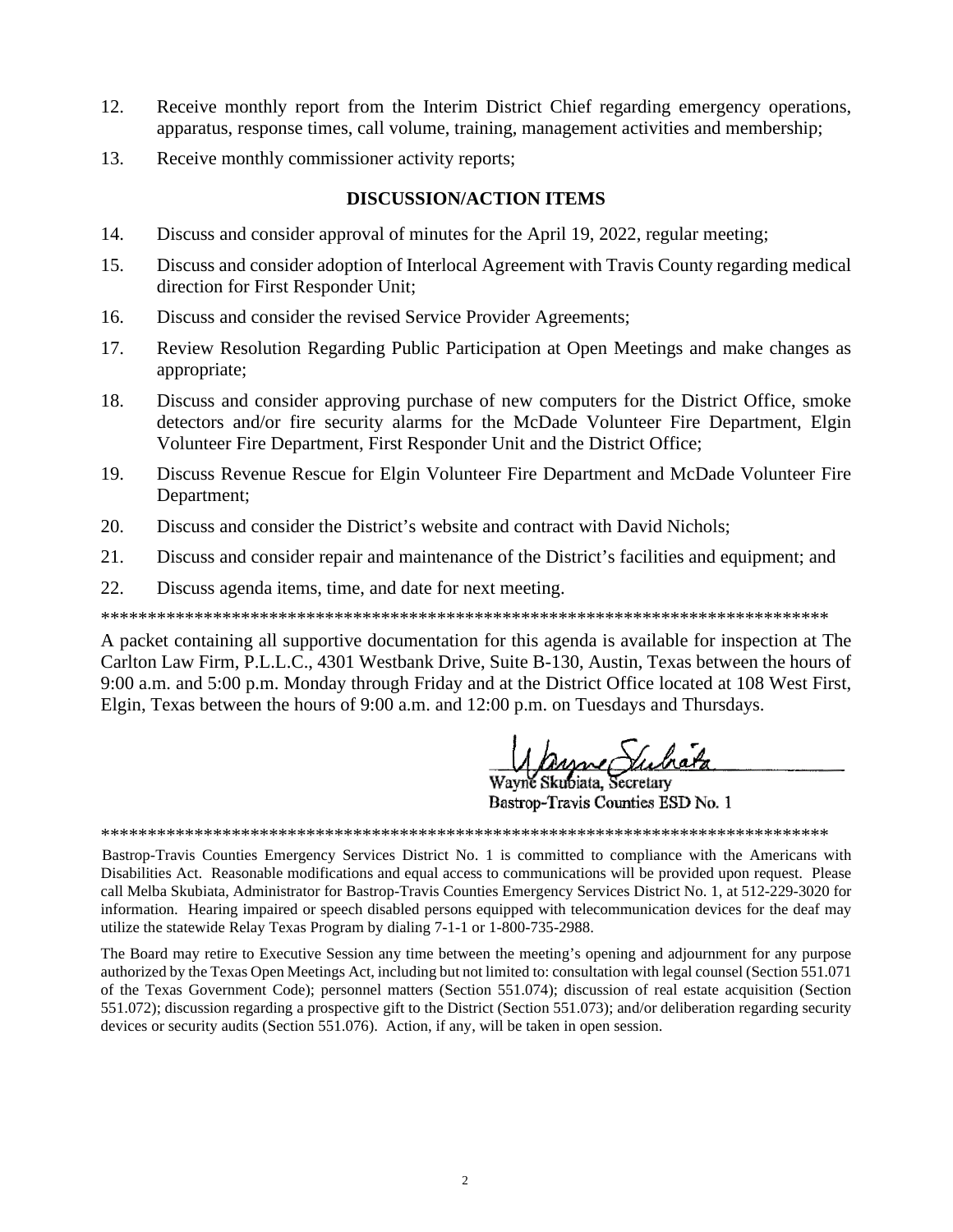12. Receive monthly report from the Interim District Chief regarding emergency operations, apparatus, response times, call volume, training, management activities and membership;

13. Receive monthly commissioner activity reports;

## DISCUSSION/ACTION ITEMS

14. Discuss and consider approval of minutes for the April 19, 2022, regular meeting;

15. Discuss and consider adoption of Interlocal Agreement with Travis County regarding medical direction for First Responder Unit;

16. Discuss and consider the revised Service Provider Agreements;

17. Review Resolution Regarding Public Participation at Open Meetings and make changes as appropriate;

18. Discuss and consider approving purchase of new computers for the District Office, smoke detectors and/or fire security alarms for the McDade Volunteer Fire Department, Elgin Volunteer Fire Department, First Responder Unit and the District Office;

19. Discuss Revenue Rescue for Elgin Volunteer Fire Department and McDade Volunteer Fire Department;

20. Discuss and consider the District's website and contract with David Nichols;

21. Discuss and consider repair and maintenance of the District's facilities and equipment; and

22. Discuss agenda items, time, and date for next meeting.

********************************************************************************

A packet containing all supportive documentation for this agenda is available for inspection at The Carlton Law Firm, P.L.L.C., 4301 Westbank Drive, Suite B-130, Austin, Texas between the hours of 9:00 a.m. and 5:00 p.m. Monday through Friday and at the District Office located at 108 West First, Elgin, Texas between the hours of 9:00 a.m. and 12:00 p.m. on Tuesdays and Thursdays.

Wayne Skubiata, Secretary
Bastrop-Travis Counties ESD No. 1

********************************************************************************

Bastrop-Travis Counties Emergency Services District No. 1 is committed to compliance with the Americans with Disabilities Act. Reasonable modifications and equal access to communications will be provided upon request. Please call Melba Skubiata, Administrator for Bastrop-Travis Counties Emergency Services District No. 1, at 512-229-3020 for information. Hearing impaired or speech disabled persons equipped with telecommunication devices for the deaf may utilize the statewide Relay Texas Program by dialing 7-1-1 or 1-800-735-2988.

The Board may retire to Executive Session any time between the meeting's opening and adjournment for any purpose authorized by the Texas Open Meetings Act, including but not limited to: consultation with legal counsel (Section 551.071 of the Texas Government Code); personnel matters (Section 551.074); discussion of real estate acquisition (Section 551.072); discussion regarding a prospective gift to the District (Section 551.073); and/or deliberation regarding security devices or security audits (Section 551.076). Action, if any, will be taken in open session.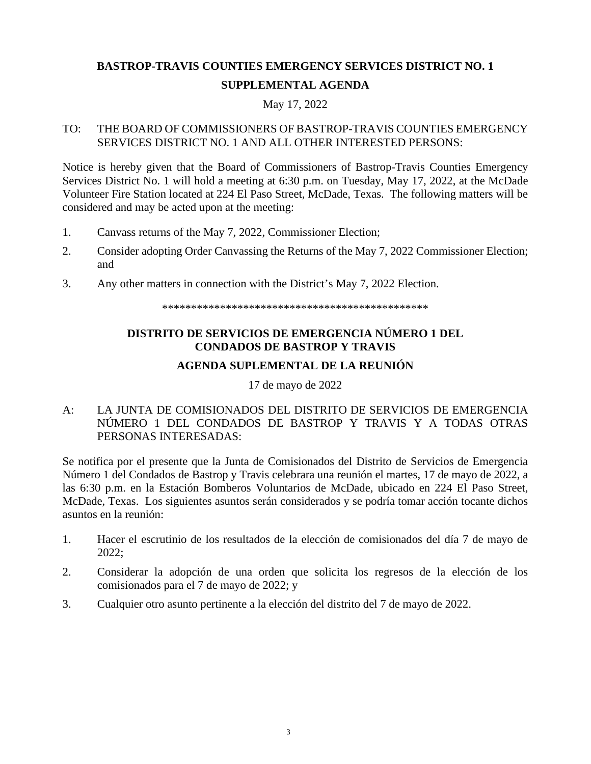**BASTROP-TRAVIS COUNTIES EMERGENCY SERVICES DISTRICT NO. 1**

**SUPPLEMENTAL AGENDA**

May 17, 2022

TO: THE BOARD OF COMMISSIONERS OF BASTROP-TRAVIS COUNTIES EMERGENCY SERVICES DISTRICT NO. 1 AND ALL OTHER INTERESTED PERSONS:

Notice is hereby given that the Board of Commissioners of Bastrop-Travis Counties Emergency Services District No. 1 will hold a meeting at 6:30 p.m. on Tuesday, May 17, 2022, at the McDade Volunteer Fire Station located at 224 El Paso Street, McDade, Texas. The following matters will be considered and may be acted upon at the meeting:

1. Canvass returns of the May 7, 2022, Commissioner Election;
2. Consider adopting Order Canvassing the Returns of the May 7, 2022 Commissioner Election; and
3. Any other matters in connection with the District's May 7, 2022 Election.

\*\*\*\*\*\*\*\*\*\*\*\*\*\*\*\*\*\*\*\*\*\*\*\*\*\*\*\*\*\*\*\*\*\*\*\*\*\*\*\*\*\*\*\*\*\*\*\*\*\*\*

**DISTRITO DE SERVICIOS DE EMERGENCIA NÚMERO 1 DEL CONDADOS DE BASTROP Y TRAVIS**

**AGENDA SUPLEMENTAL DE LA REUNIÓN**

17 de mayo de 2022

A: LA JUNTA DE COMISIONADOS DEL DISTRITO DE SERVICIOS DE EMERGENCIA NÚMERO 1 DEL CONDADOS DE BASTROP Y TRAVIS Y A TODAS OTRAS PERSONAS INTERESADAS:

Se notifica por el presente que la Junta de Comisionados del Distrito de Servicios de Emergencia Número 1 del Condados de Bastrop y Travis celebrara una reunión el martes, 17 de mayo de 2022, a las 6:30 p.m. en la Estación Bomberos Voluntarios de McDade, ubicado en 224 El Paso Street, McDade, Texas. Los siguientes asuntos serán considerados y se podría tomar acción tocante dichos asuntos en la reunión:

1. Hacer el escrutinio de los resultados de la elección de comisionados del día 7 de mayo de 2022;
2. Considerar la adopción de una orden que solicita los regresos de la elección de los comisionados para el 7 de mayo de 2022; y
3. Cualquier otro asunto pertinente a la elección del distrito del 7 de mayo de 2022.